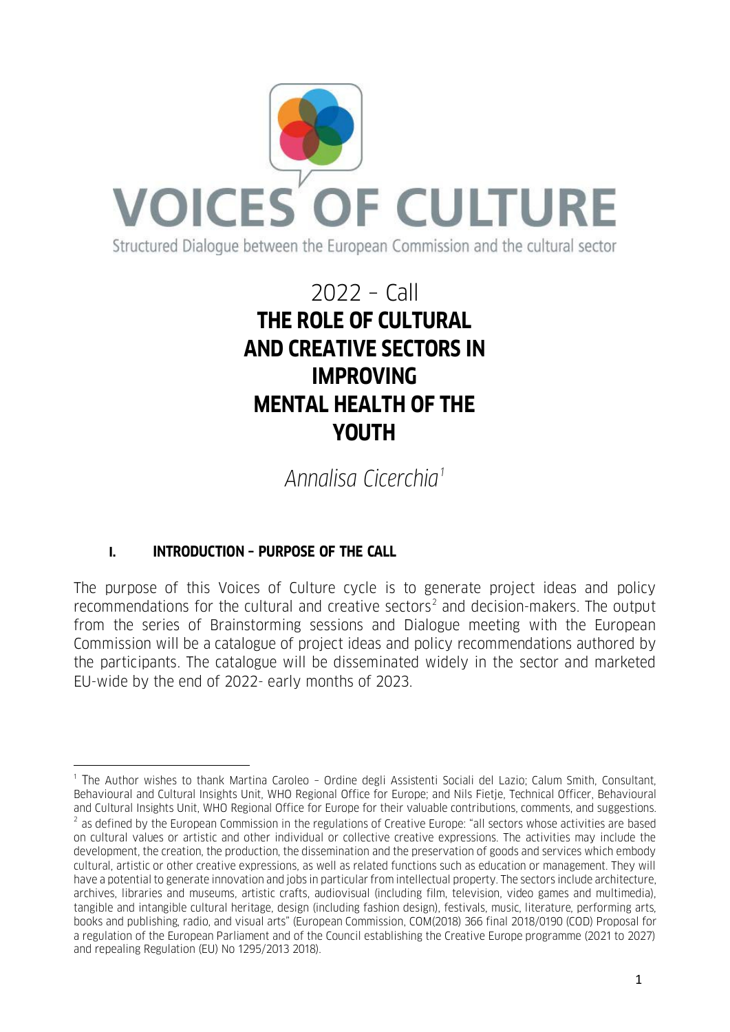# VOICES OF CULTURE

Structured Dialogue between the European Commission and the cultural sector

## 2022 – Call
## THE ROLE OF CULTURAL AND CREATIVE SECTORS IN IMPROVING MENTAL HEALTH OF THE YOUTH

*Annalisa Cicerchia*[1]

### I. INTRODUCTION – PURPOSE OF THE CALL

The purpose of this Voices of Culture cycle is to generate project ideas and policy recommendations for the cultural and creative sectors[2] and decision-makers. The output from the series of Brainstorming sessions and Dialogue meeting with the European Commission will be a catalogue of project ideas and policy recommendations authored by the participants. The catalogue will be disseminated widely in the sector and marketed EU-wide by the end of 2022- early months of 2023.

---

[1] The Author wishes to thank Martina Caroleo – Ordine degli Assistenti Sociali del Lazio; Calum Smith, Consultant, Behavioural and Cultural Insights Unit, WHO Regional Office for Europe; and Nils Fietje, Technical Officer, Behavioural and Cultural Insights Unit, WHO Regional Office for Europe for their valuable contributions, comments, and suggestions.

[2] as defined by the European Commission in the regulations of Creative Europe: "all sectors whose activities are based on cultural values or artistic and other individual or collective creative expressions. The activities may include the development, the creation, the production, the dissemination and the preservation of goods and services which embody cultural, artistic or other creative expressions, as well as related functions such as education or management. They will have a potential to generate innovation and jobs in particular from intellectual property. The sectors include architecture, archives, libraries and museums, artistic crafts, audiovisual (including film, television, video games and multimedia), tangible and intangible cultural heritage, design (including fashion design), festivals, music, literature, performing arts, books and publishing, radio, and visual arts" (European Commission, COM(2018) 366 final 2018/0190 (COD) Proposal for a regulation of the European Parliament and of the Council establishing the Creative Europe programme (2021 to 2027) and repealing Regulation (EU) No 1295/2013 2018).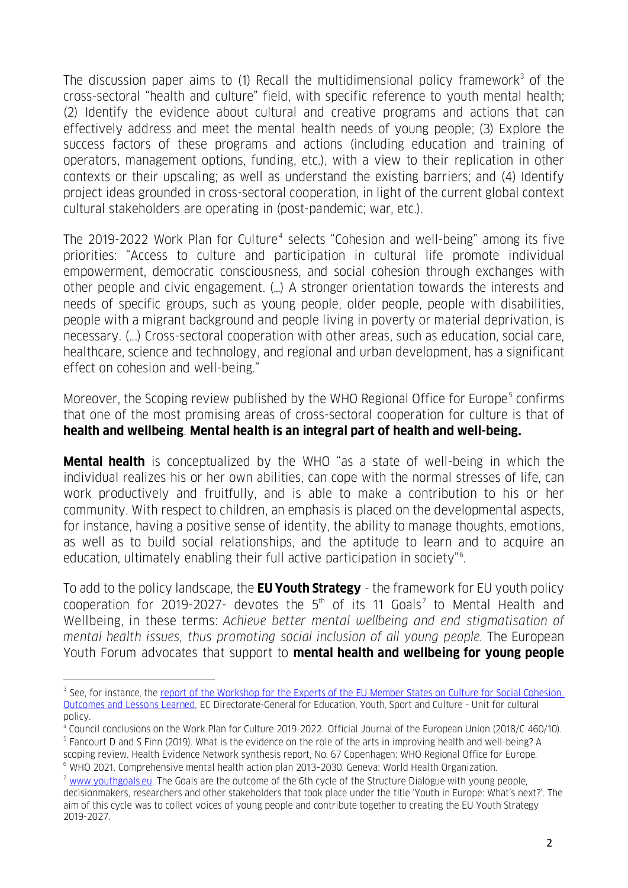The discussion paper aims to (1) Recall the multidimensional policy framework[3] of the cross-sectoral "health and culture" field, with specific reference to youth mental health; (2) Identify the evidence about cultural and creative programs and actions that can effectively address and meet the mental health needs of young people; (3) Explore the success factors of these programs and actions (including education and training of operators, management options, funding, etc.), with a view to their replication in other contexts or their upscaling; as well as understand the existing barriers; and (4) Identify project ideas grounded in cross-sectoral cooperation, in light of the current global context cultural stakeholders are operating in (post-pandemic; war, etc.).

The 2019-2022 Work Plan for Culture[4] selects "Cohesion and well-being" among its five priorities: "Access to culture and participation in cultural life promote individual empowerment, democratic consciousness, and social cohesion through exchanges with other people and civic engagement. (…) A stronger orientation towards the interests and needs of specific groups, such as young people, older people, people with disabilities, people with a migrant background and people living in poverty or material deprivation, is necessary. (…) Cross-sectoral cooperation with other areas, such as education, social care, healthcare, science and technology, and regional and urban development, has a significant effect on cohesion and well-being."

Moreover, the Scoping review published by the WHO Regional Office for Europe[5] confirms that one of the most promising areas of cross-sectoral cooperation for culture is that of **health and wellbeing**. **Mental health is an integral part of health and well-being.**

**Mental health** is conceptualized by the WHO "as a state of well-being in which the individual realizes his or her own abilities, can cope with the normal stresses of life, can work productively and fruitfully, and is able to make a contribution to his or her community. With respect to children, an emphasis is placed on the developmental aspects, for instance, having a positive sense of identity, the ability to manage thoughts, emotions, as well as to build social relationships, and the aptitude to learn and to acquire an education, ultimately enabling their full active participation in society"[6].

To add to the policy landscape, the **EU Youth Strategy** - the framework for EU youth policy cooperation for 2019-2027- devotes the 5th of its 11 Goals[7] to Mental Health and Wellbeing, in these terms: *Achieve better mental wellbeing and end stigmatisation of mental health issues, thus promoting social inclusion of all young people.* The European Youth Forum advocates that support to **mental health and wellbeing for young people**

---

[3] See, for instance, the report of the Workshop for the Experts of the EU Member States on Culture for Social Cohesion. Outcomes and Lessons Learned, EC Directorate-General for Education, Youth, Sport and Culture - Unit for cultural policy.

[4] Council conclusions on the Work Plan for Culture 2019-2022. Official Journal of the European Union (2018/C 460/10).

[5] Fancourt D and S Finn (2019). What is the evidence on the role of the arts in improving health and well-being? A scoping review. Health Evidence Network synthesis report, No. 67 Copenhagen: WHO Regional Office for Europe.

[6] WHO 2021. Comprehensive mental health action plan 2013–2030. Geneva: World Health Organization.

[7] www.youthgoals.eu. The Goals are the outcome of the 6th cycle of the Structure Dialogue with young people, decisionmakers, researchers and other stakeholders that took place under the title 'Youth in Europe: What's next?'. The aim of this cycle was to collect voices of young people and contribute together to creating the EU Youth Strategy 2019-2027.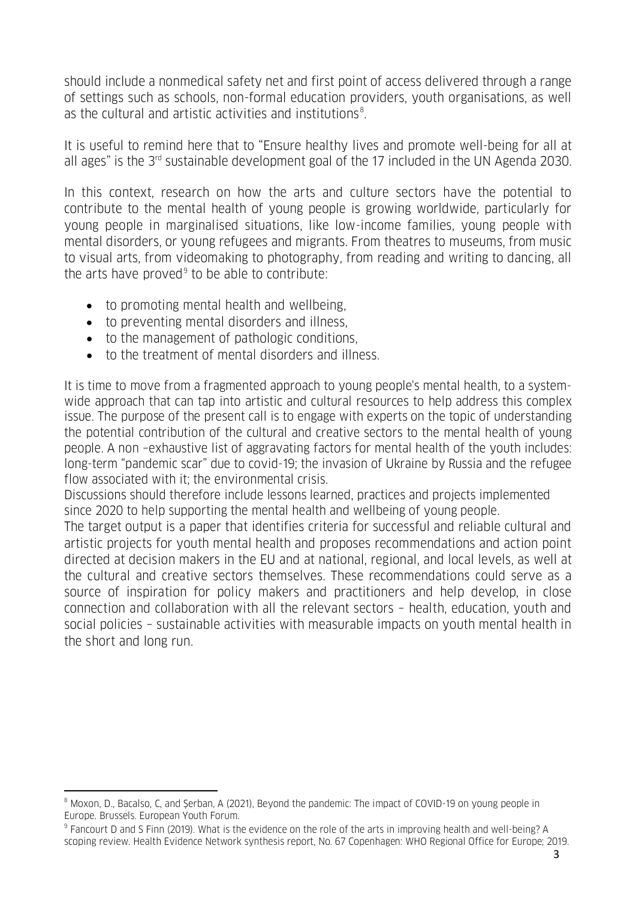should include a nonmedical safety net and first point of access delivered through a range of settings such as schools, non-formal education providers, youth organisations, as well as the cultural and artistic activities and institutions[8].

It is useful to remind here that to "Ensure healthy lives and promote well-being for all at all ages" is the 3rd sustainable development goal of the 17 included in the UN Agenda 2030.

In this context, research on how the arts and culture sectors have the potential to contribute to the mental health of young people is growing worldwide, particularly for young people in marginalised situations, like low-income families, young people with mental disorders, or young refugees and migrants. From theatres to museums, from music to visual arts, from videomaking to photography, from reading and writing to dancing, all the arts have proved[9] to be able to contribute:

- to promoting mental health and wellbeing,
- to preventing mental disorders and illness,
- to the management of pathologic conditions,
- to the treatment of mental disorders and illness.

It is time to move from a fragmented approach to young people's mental health, to a system-wide approach that can tap into artistic and cultural resources to help address this complex issue. The purpose of the present call is to engage with experts on the topic of understanding the potential contribution of the cultural and creative sectors to the mental health of young people. A non –exhaustive list of aggravating factors for mental health of the youth includes: long-term "pandemic scar" due to covid-19; the invasion of Ukraine by Russia and the refugee flow associated with it; the environmental crisis.

Discussions should therefore include lessons learned, practices and projects implemented since 2020 to help supporting the mental health and wellbeing of young people.

The target output is a paper that identifies criteria for successful and reliable cultural and artistic projects for youth mental health and proposes recommendations and action point directed at decision makers in the EU and at national, regional, and local levels, as well at the cultural and creative sectors themselves. These recommendations could serve as a source of inspiration for policy makers and practitioners and help develop, in close connection and collaboration with all the relevant sectors – health, education, youth and social policies – sustainable activities with measurable impacts on youth mental health in the short and long run.

---

[8] Moxon, D., Bacalso, C, and Şerban, A (2021), Beyond the pandemic: The impact of COVID-19 on young people in Europe. Brussels. European Youth Forum.

[9] Fancourt D and S Finn (2019). What is the evidence on the role of the arts in improving health and well-being? A scoping review. Health Evidence Network synthesis report, No. 67 Copenhagen: WHO Regional Office for Europe; 2019.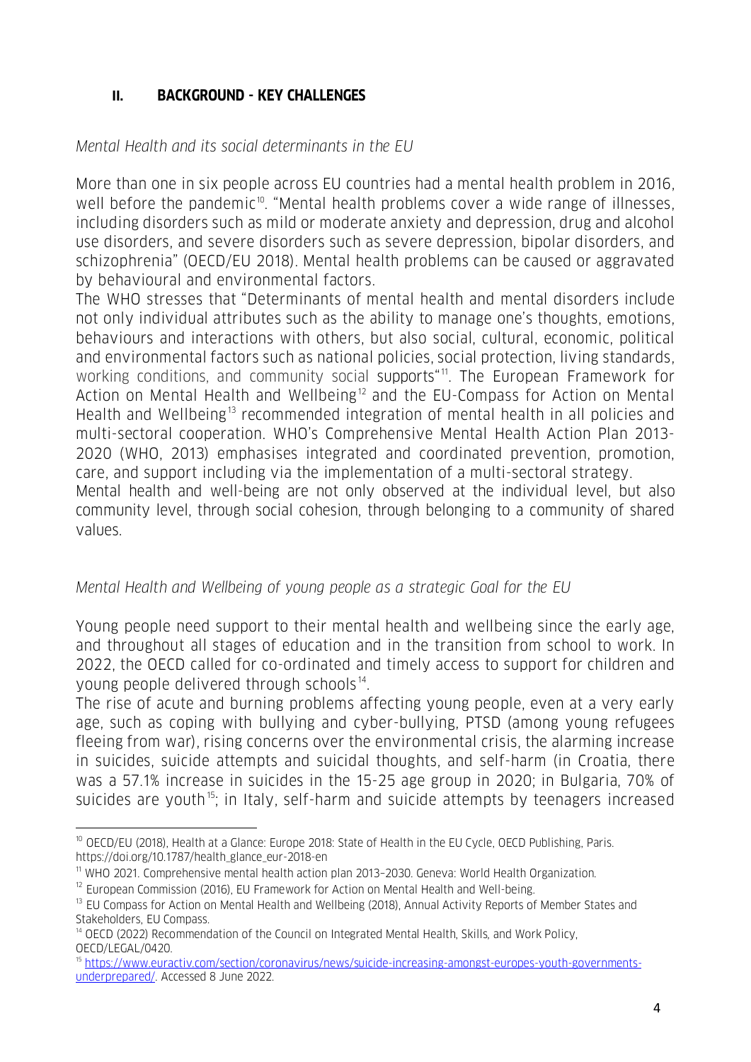## II. BACKGROUND - KEY CHALLENGES

*Mental Health and its social determinants in the EU*

More than one in six people across EU countries had a mental health problem in 2016, well before the pandemic[10]. "Mental health problems cover a wide range of illnesses, including disorders such as mild or moderate anxiety and depression, drug and alcohol use disorders, and severe disorders such as severe depression, bipolar disorders, and schizophrenia" (OECD/EU 2018). Mental health problems can be caused or aggravated by behavioural and environmental factors.

The WHO stresses that "Determinants of mental health and mental disorders include not only individual attributes such as the ability to manage one's thoughts, emotions, behaviours and interactions with others, but also social, cultural, economic, political and environmental factors such as national policies, social protection, living standards, working conditions, and community social supports"[11]. The European Framework for Action on Mental Health and Wellbeing[12] and the EU-Compass for Action on Mental Health and Wellbeing[13] recommended integration of mental health in all policies and multi-sectoral cooperation. WHO's Comprehensive Mental Health Action Plan 2013-2020 (WHO, 2013) emphasises integrated and coordinated prevention, promotion, care, and support including via the implementation of a multi-sectoral strategy.

Mental health and well-being are not only observed at the individual level, but also community level, through social cohesion, through belonging to a community of shared values.

*Mental Health and Wellbeing of young people as a strategic Goal for the EU*

Young people need support to their mental health and wellbeing since the early age, and throughout all stages of education and in the transition from school to work. In 2022, the OECD called for co-ordinated and timely access to support for children and young people delivered through schools[14].

The rise of acute and burning problems affecting young people, even at a very early age, such as coping with bullying and cyber-bullying, PTSD (among young refugees fleeing from war), rising concerns over the environmental crisis, the alarming increase in suicides, suicide attempts and suicidal thoughts, and self-harm (in Croatia, there was a 57.1% increase in suicides in the 15-25 age group in 2020; in Bulgaria, 70% of suicides are youth[15]; in Italy, self-harm and suicide attempts by teenagers increased

---

[10] OECD/EU (2018), Health at a Glance: Europe 2018: State of Health in the EU Cycle, OECD Publishing, Paris. https://doi.org/10.1787/health_glance_eur-2018-en

[11] WHO 2021. Comprehensive mental health action plan 2013–2030. Geneva: World Health Organization.

[12] European Commission (2016), EU Framework for Action on Mental Health and Well-being.

[13] EU Compass for Action on Mental Health and Wellbeing (2018), Annual Activity Reports of Member States and Stakeholders, EU Compass.

[14] OECD (2022) Recommendation of the Council on Integrated Mental Health, Skills, and Work Policy, OECD/LEGAL/0420.

[15] https://www.euractiv.com/section/coronavirus/news/suicide-increasing-amongst-europes-youth-governments-underprepared/. Accessed 8 June 2022.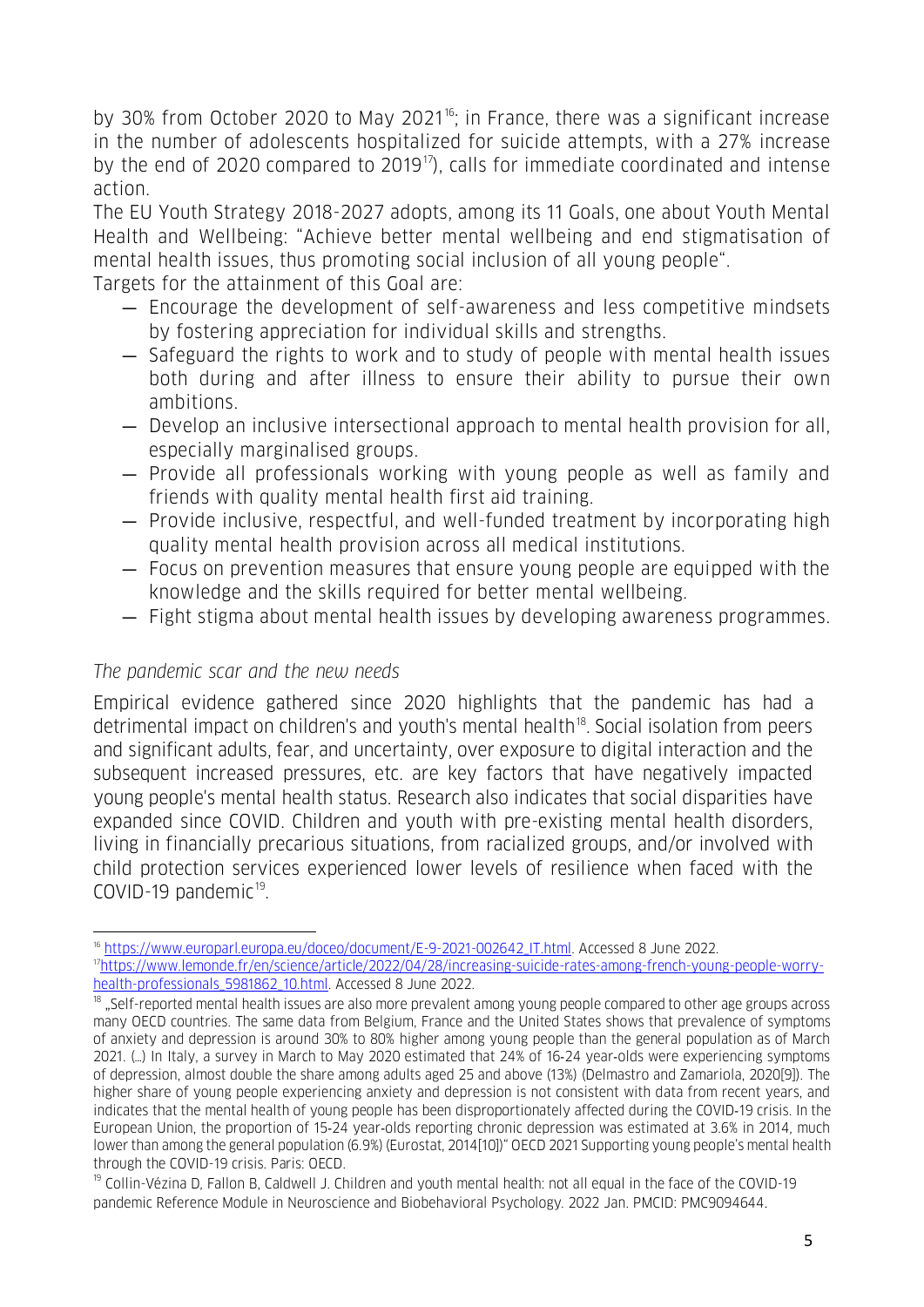by 30% from October 2020 to May 2021[16]; in France, there was a significant increase in the number of adolescents hospitalized for suicide attempts, with a 27% increase by the end of 2020 compared to 2019[17]), calls for immediate coordinated and intense action.

The EU Youth Strategy 2018-2027 adopts, among its 11 Goals, one about Youth Mental Health and Wellbeing: "Achieve better mental wellbeing and end stigmatisation of mental health issues, thus promoting social inclusion of all young people".

Targets for the attainment of this Goal are:

- Encourage the development of self-awareness and less competitive mindsets by fostering appreciation for individual skills and strengths.
- Safeguard the rights to work and to study of people with mental health issues both during and after illness to ensure their ability to pursue their own ambitions.
- Develop an inclusive intersectional approach to mental health provision for all, especially marginalised groups.
- Provide all professionals working with young people as well as family and friends with quality mental health first aid training.
- Provide inclusive, respectful, and well-funded treatment by incorporating high quality mental health provision across all medical institutions.
- Focus on prevention measures that ensure young people are equipped with the knowledge and the skills required for better mental wellbeing.
- Fight stigma about mental health issues by developing awareness programmes.

### *The pandemic scar and the new needs*

Empirical evidence gathered since 2020 highlights that the pandemic has had a detrimental impact on children's and youth's mental health[18]. Social isolation from peers and significant adults, fear, and uncertainty, over exposure to digital interaction and the subsequent increased pressures, etc. are key factors that have negatively impacted young people's mental health status. Research also indicates that social disparities have expanded since COVID. Children and youth with pre-existing mental health disorders, living in financially precarious situations, from racialized groups, and/or involved with child protection services experienced lower levels of resilience when faced with the COVID-19 pandemic[19].

---

[16] https://www.europarl.europa.eu/doceo/document/E-9-2021-002642_IT.html. Accessed 8 June 2022.

[17] https://www.lemonde.fr/en/science/article/2022/04/28/increasing-suicide-rates-among-french-young-people-worry-health-professionals_5981862_10.html. Accessed 8 June 2022.

[18] „Self-reported mental health issues are also more prevalent among young people compared to other age groups across many OECD countries. The same data from Belgium, France and the United States shows that prevalence of symptoms of anxiety and depression is around 30% to 80% higher among young people than the general population as of March 2021. (…) In Italy, a survey in March to May 2020 estimated that 24% of 16-24 year-olds were experiencing symptoms of depression, almost double the share among adults aged 25 and above (13%) (Delmastro and Zamariola, 2020[9]). The higher share of young people experiencing anxiety and depression is not consistent with data from recent years, and indicates that the mental health of young people has been disproportionately affected during the COVID-19 crisis. In the European Union, the proportion of 15-24 year-olds reporting chronic depression was estimated at 3.6% in 2014, much lower than among the general population (6.9%) (Eurostat, 2014[10])" OECD 2021 Supporting young people's mental health through the COVID-19 crisis. Paris: OECD.

[19] Collin-Vézina D, Fallon B, Caldwell J. Children and youth mental health: not all equal in the face of the COVID-19 pandemic Reference Module in Neuroscience and Biobehavioral Psychology. 2022 Jan. PMCID: PMC9094644.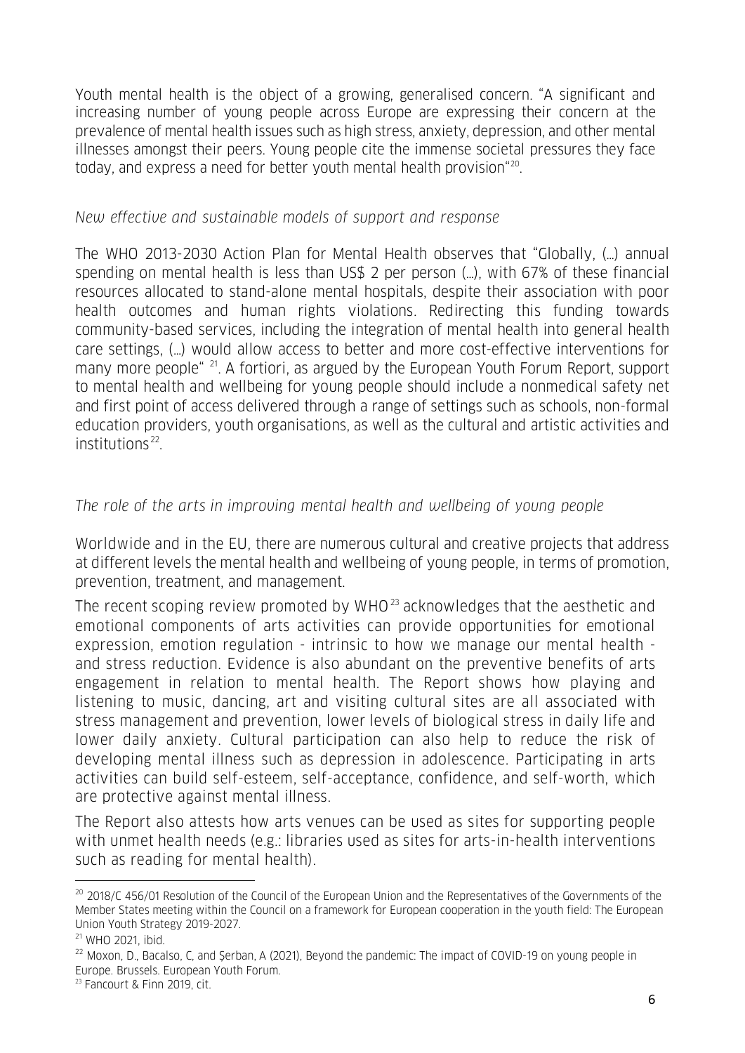Youth mental health is the object of a growing, generalised concern. "A significant and increasing number of young people across Europe are expressing their concern at the prevalence of mental health issues such as high stress, anxiety, depression, and other mental illnesses amongst their peers. Young people cite the immense societal pressures they face today, and express a need for better youth mental health provision"[20].

*New effective and sustainable models of support and response*

The WHO 2013-2030 Action Plan for Mental Health observes that "Globally, (…) annual spending on mental health is less than US$ 2 per person (…), with 67% of these financial resources allocated to stand-alone mental hospitals, despite their association with poor health outcomes and human rights violations. Redirecting this funding towards community-based services, including the integration of mental health into general health care settings, (…) would allow access to better and more cost-effective interventions for many more people" [21]. A fortiori, as argued by the European Youth Forum Report, support to mental health and wellbeing for young people should include a nonmedical safety net and first point of access delivered through a range of settings such as schools, non-formal education providers, youth organisations, as well as the cultural and artistic activities and institutions[22].

*The role of the arts in improving mental health and wellbeing of young people*

Worldwide and in the EU, there are numerous cultural and creative projects that address at different levels the mental health and wellbeing of young people, in terms of promotion, prevention, treatment, and management.

The recent scoping review promoted by WHO[23] acknowledges that the aesthetic and emotional components of arts activities can provide opportunities for emotional expression, emotion regulation - intrinsic to how we manage our mental health - and stress reduction. Evidence is also abundant on the preventive benefits of arts engagement in relation to mental health. The Report shows how playing and listening to music, dancing, art and visiting cultural sites are all associated with stress management and prevention, lower levels of biological stress in daily life and lower daily anxiety. Cultural participation can also help to reduce the risk of developing mental illness such as depression in adolescence. Participating in arts activities can build self-esteem, self-acceptance, confidence, and self-worth, which are protective against mental illness.

The Report also attests how arts venues can be used as sites for supporting people with unmet health needs (e.g.: libraries used as sites for arts-in-health interventions such as reading for mental health).

---

[20] 2018/C 456/01 Resolution of the Council of the European Union and the Representatives of the Governments of the Member States meeting within the Council on a framework for European cooperation in the youth field: The European Union Youth Strategy 2019-2027.

[21] WHO 2021, ibid.

[22] Moxon, D., Bacalso, C, and Şerban, A (2021), Beyond the pandemic: The impact of COVID-19 on young people in Europe. Brussels. European Youth Forum.

[23] Fancourt & Finn 2019, cit.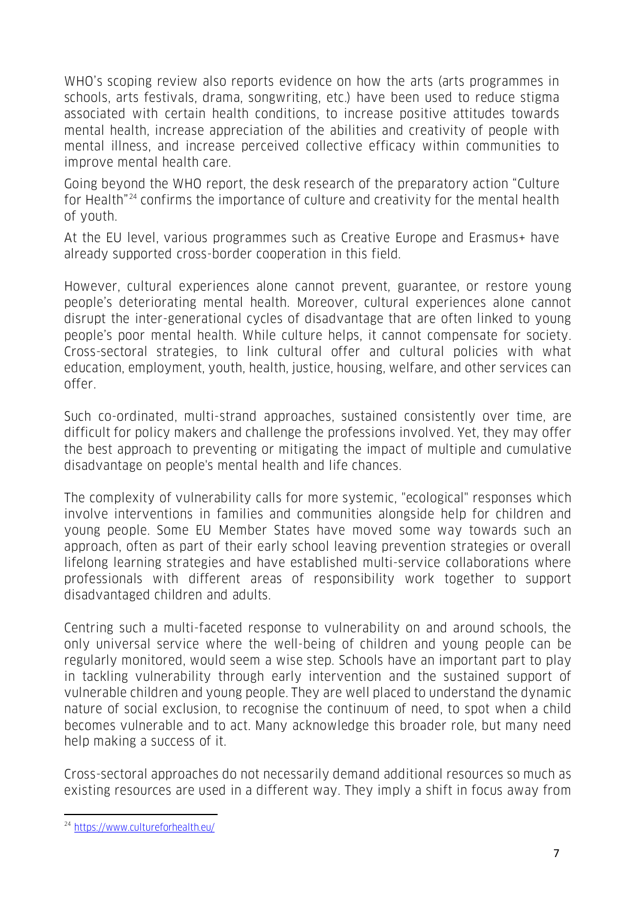WHO's scoping review also reports evidence on how the arts (arts programmes in schools, arts festivals, drama, songwriting, etc.) have been used to reduce stigma associated with certain health conditions, to increase positive attitudes towards mental health, increase appreciation of the abilities and creativity of people with mental illness, and increase perceived collective efficacy within communities to improve mental health care.

Going beyond the WHO report, the desk research of the preparatory action "Culture for Health"[24] confirms the importance of culture and creativity for the mental health of youth.

At the EU level, various programmes such as Creative Europe and Erasmus+ have already supported cross-border cooperation in this field.

However, cultural experiences alone cannot prevent, guarantee, or restore young people's deteriorating mental health. Moreover, cultural experiences alone cannot disrupt the inter-generational cycles of disadvantage that are often linked to young people's poor mental health. While culture helps, it cannot compensate for society. Cross-sectoral strategies, to link cultural offer and cultural policies with what education, employment, youth, health, justice, housing, welfare, and other services can offer.

Such co-ordinated, multi-strand approaches, sustained consistently over time, are difficult for policy makers and challenge the professions involved. Yet, they may offer the best approach to preventing or mitigating the impact of multiple and cumulative disadvantage on people's mental health and life chances.

The complexity of vulnerability calls for more systemic, "ecological" responses which involve interventions in families and communities alongside help for children and young people. Some EU Member States have moved some way towards such an approach, often as part of their early school leaving prevention strategies or overall lifelong learning strategies and have established multi-service collaborations where professionals with different areas of responsibility work together to support disadvantaged children and adults.

Centring such a multi-faceted response to vulnerability on and around schools, the only universal service where the well-being of children and young people can be regularly monitored, would seem a wise step. Schools have an important part to play in tackling vulnerability through early intervention and the sustained support of vulnerable children and young people. They are well placed to understand the dynamic nature of social exclusion, to recognise the continuum of need, to spot when a child becomes vulnerable and to act. Many acknowledge this broader role, but many need help making a success of it.

Cross-sectoral approaches do not necessarily demand additional resources so much as existing resources are used in a different way. They imply a shift in focus away from

---

[24] https://www.cultureforhealth.eu/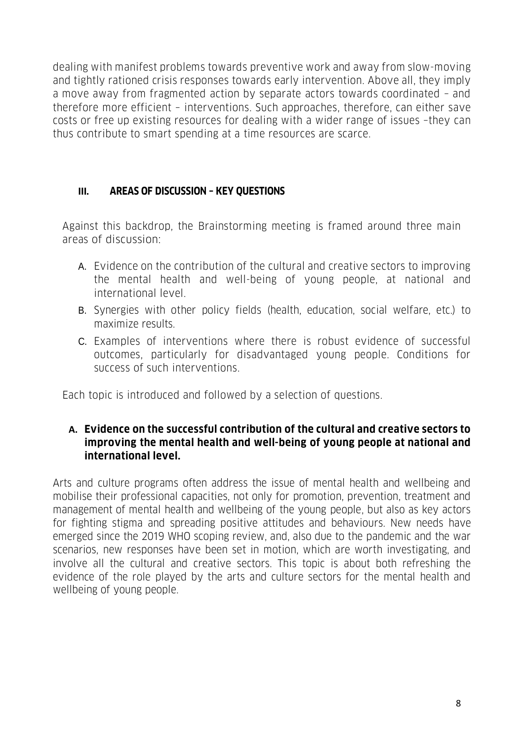dealing with manifest problems towards preventive work and away from slow-moving and tightly rationed crisis responses towards early intervention. Above all, they imply a move away from fragmented action by separate actors towards coordinated – and therefore more efficient – interventions. Such approaches, therefore, can either save costs or free up existing resources for dealing with a wider range of issues –they can thus contribute to smart spending at a time resources are scarce.

## III. AREAS OF DISCUSSION – KEY QUESTIONS

Against this backdrop, the Brainstorming meeting is framed around three main areas of discussion:

A. Evidence on the contribution of the cultural and creative sectors to improving the mental health and well-being of young people, at national and international level.
B. Synergies with other policy fields (health, education, social welfare, etc.) to maximize results.
C. Examples of interventions where there is robust evidence of successful outcomes, particularly for disadvantaged young people. Conditions for success of such interventions.

Each topic is introduced and followed by a selection of questions.

### A. Evidence on the successful contribution of the cultural and creative sectors to improving the mental health and well-being of young people at national and international level.

Arts and culture programs often address the issue of mental health and wellbeing and mobilise their professional capacities, not only for promotion, prevention, treatment and management of mental health and wellbeing of the young people, but also as key actors for fighting stigma and spreading positive attitudes and behaviours. New needs have emerged since the 2019 WHO scoping review, and, also due to the pandemic and the war scenarios, new responses have been set in motion, which are worth investigating, and involve all the cultural and creative sectors. This topic is about both refreshing the evidence of the role played by the arts and culture sectors for the mental health and wellbeing of young people.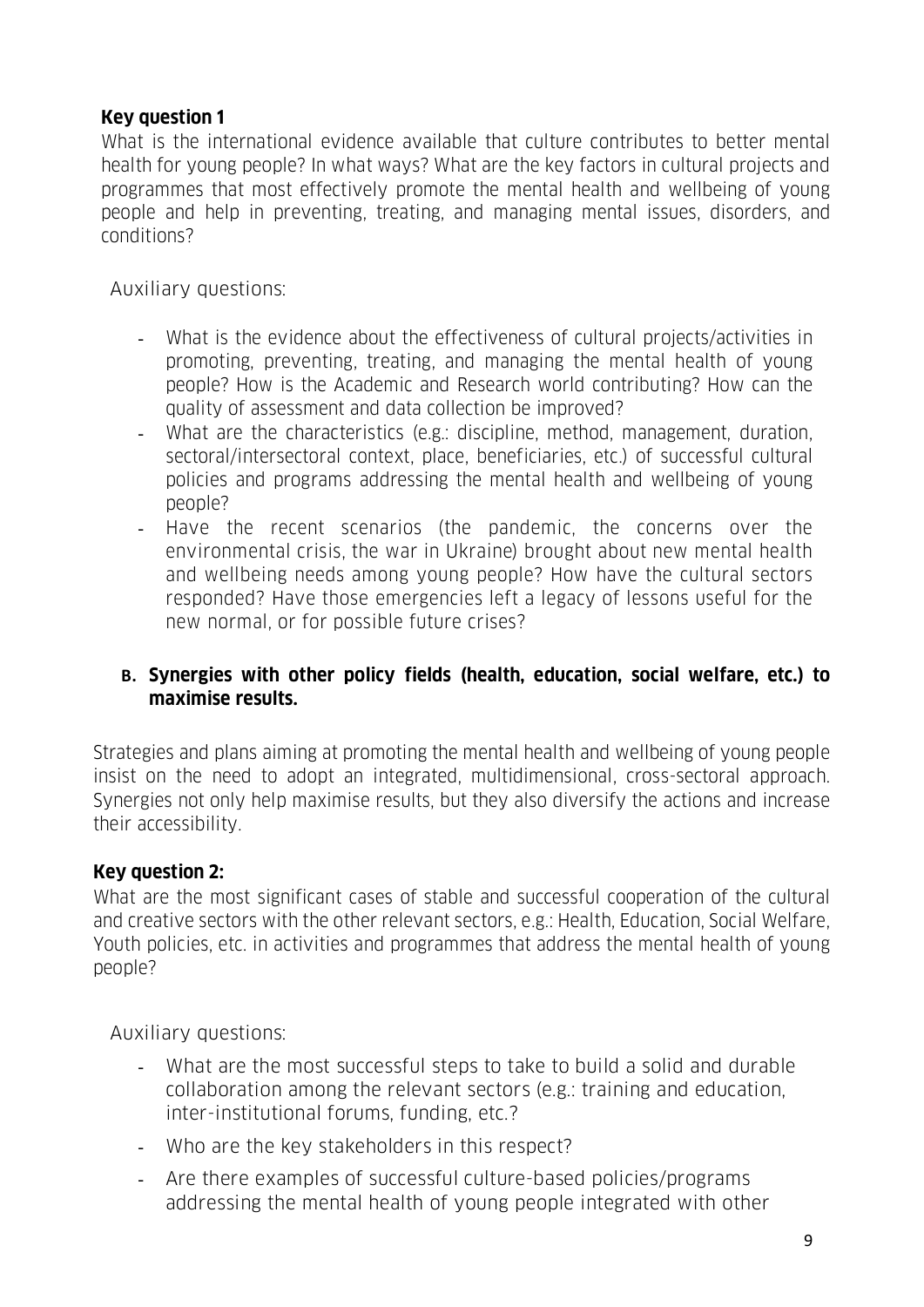**Key question 1**

What is the international evidence available that culture contributes to better mental health for young people? In what ways? What are the key factors in cultural projects and programmes that most effectively promote the mental health and wellbeing of young people and help in preventing, treating, and managing mental issues, disorders, and conditions?

Auxiliary questions:

- What is the evidence about the effectiveness of cultural projects/activities in promoting, preventing, treating, and managing the mental health of young people? How is the Academic and Research world contributing? How can the quality of assessment and data collection be improved?
- What are the characteristics (e.g.: discipline, method, management, duration, sectoral/intersectoral context, place, beneficiaries, etc.) of successful cultural policies and programs addressing the mental health and wellbeing of young people?
- Have the recent scenarios (the pandemic, the concerns over the environmental crisis, the war in Ukraine) brought about new mental health and wellbeing needs among young people? How have the cultural sectors responded? Have those emergencies left a legacy of lessons useful for the new normal, or for possible future crises?

### B. Synergies with other policy fields (health, education, social welfare, etc.) to maximise results.

Strategies and plans aiming at promoting the mental health and wellbeing of young people insist on the need to adopt an integrated, multidimensional, cross-sectoral approach. Synergies not only help maximise results, but they also diversify the actions and increase their accessibility.

**Key question 2:**

What are the most significant cases of stable and successful cooperation of the cultural and creative sectors with the other relevant sectors, e.g.: Health, Education, Social Welfare, Youth policies, etc. in activities and programmes that address the mental health of young people?

Auxiliary questions:

- What are the most successful steps to take to build a solid and durable collaboration among the relevant sectors (e.g.: training and education, inter-institutional forums, funding, etc.?
- Who are the key stakeholders in this respect?
- Are there examples of successful culture-based policies/programs addressing the mental health of young people integrated with other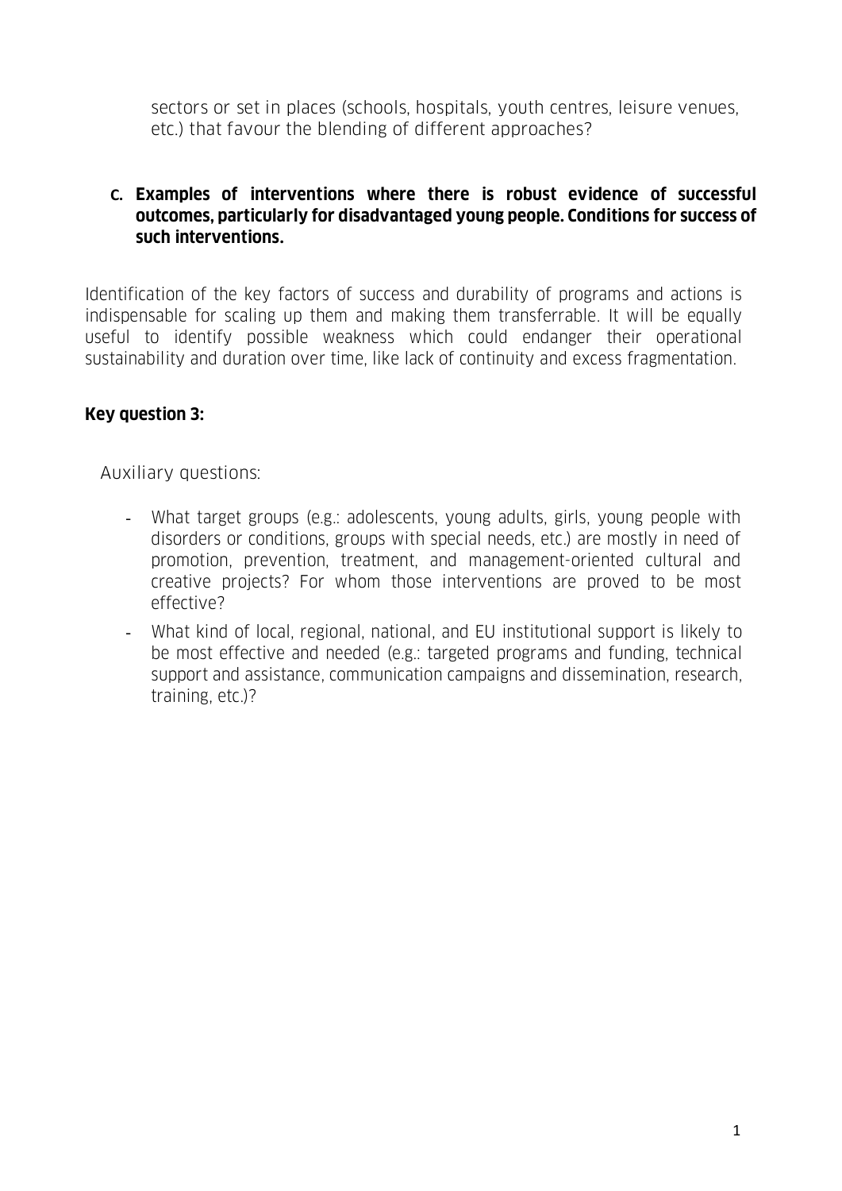sectors or set in places (schools, hospitals, youth centres, leisure venues, etc.) that favour the blending of different approaches?

### C. Examples of interventions where there is robust evidence of successful outcomes, particularly for disadvantaged young people. Conditions for success of such interventions.

Identification of the key factors of success and durability of programs and actions is indispensable for scaling up them and making them transferrable. It will be equally useful to identify possible weakness which could endanger their operational sustainability and duration over time, like lack of continuity and excess fragmentation.

**Key question 3:**

Auxiliary questions:

- What target groups (e.g.: adolescents, young adults, girls, young people with disorders or conditions, groups with special needs, etc.) are mostly in need of promotion, prevention, treatment, and management-oriented cultural and creative projects? For whom those interventions are proved to be most effective?
- What kind of local, regional, national, and EU institutional support is likely to be most effective and needed (e.g.: targeted programs and funding, technical support and assistance, communication campaigns and dissemination, research, training, etc.)?